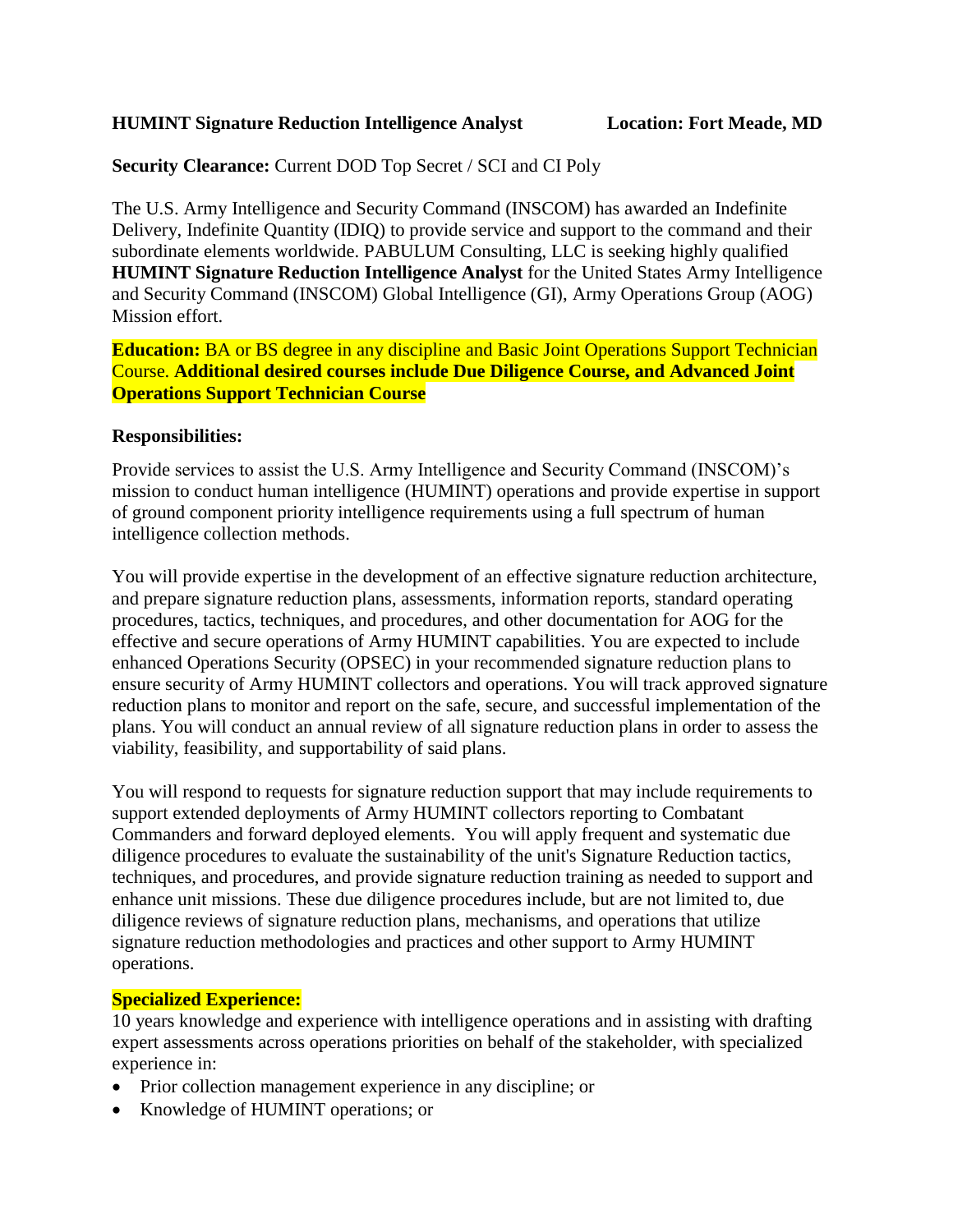**HUMINT Signature Reduction Intelligence Analyst** **Location: Fort Meade, MD**

**Security Clearance:** Current DOD Top Secret / SCI and CI Poly

The U.S. Army Intelligence and Security Command (INSCOM) has awarded an Indefinite Delivery, Indefinite Quantity (IDIQ) to provide service and support to the command and their subordinate elements worldwide. PABULUM Consulting, LLC is seeking highly qualified **HUMINT Signature Reduction Intelligence Analyst** for the United States Army Intelligence and Security Command (INSCOM) Global Intelligence (GI), Army Operations Group (AOG) Mission effort.

**Education:** BA or BS degree in any discipline and Basic Joint Operations Support Technician Course. **Additional desired courses include Due Diligence Course, and Advanced Joint Operations Support Technician Course**

**Responsibilities:**

Provide services to assist the U.S. Army Intelligence and Security Command (INSCOM)'s mission to conduct human intelligence (HUMINT) operations and provide expertise in support of ground component priority intelligence requirements using a full spectrum of human intelligence collection methods.

You will provide expertise in the development of an effective signature reduction architecture, and prepare signature reduction plans, assessments, information reports, standard operating procedures, tactics, techniques, and procedures, and other documentation for AOG for the effective and secure operations of Army HUMINT capabilities. You are expected to include enhanced Operations Security (OPSEC) in your recommended signature reduction plans to ensure security of Army HUMINT collectors and operations. You will track approved signature reduction plans to monitor and report on the safe, secure, and successful implementation of the plans. You will conduct an annual review of all signature reduction plans in order to assess the viability, feasibility, and supportability of said plans.

You will respond to requests for signature reduction support that may include requirements to support extended deployments of Army HUMINT collectors reporting to Combatant Commanders and forward deployed elements. You will apply frequent and systematic due diligence procedures to evaluate the sustainability of the unit's Signature Reduction tactics, techniques, and procedures, and provide signature reduction training as needed to support and enhance unit missions. These due diligence procedures include, but are not limited to, due diligence reviews of signature reduction plans, mechanisms, and operations that utilize signature reduction methodologies and practices and other support to Army HUMINT operations.

**Specialized Experience:**

10 years knowledge and experience with intelligence operations and in assisting with drafting expert assessments across operations priorities on behalf of the stakeholder, with specialized experience in:

- Prior collection management experience in any discipline; or
- Knowledge of HUMINT operations; or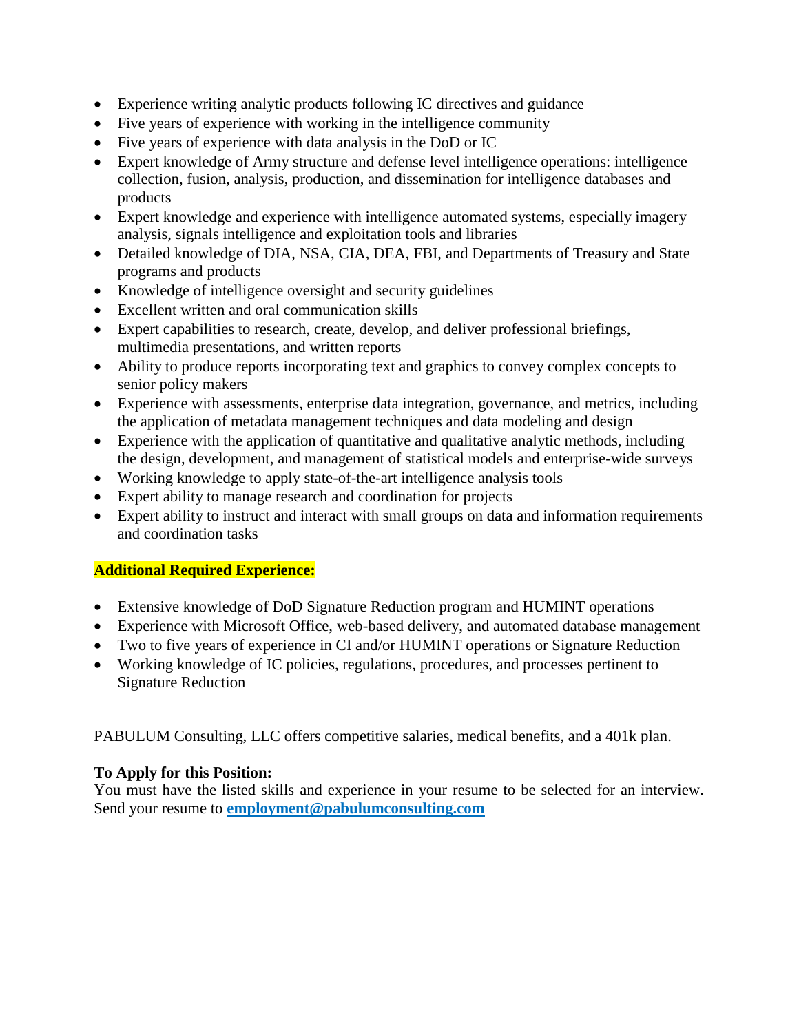- Experience writing analytic products following IC directives and guidance
- Five years of experience with working in the intelligence community
- Five years of experience with data analysis in the DoD or IC
- Expert knowledge of Army structure and defense level intelligence operations: intelligence collection, fusion, analysis, production, and dissemination for intelligence databases and products
- Expert knowledge and experience with intelligence automated systems, especially imagery analysis, signals intelligence and exploitation tools and libraries
- Detailed knowledge of DIA, NSA, CIA, DEA, FBI, and Departments of Treasury and State programs and products
- Knowledge of intelligence oversight and security guidelines
- Excellent written and oral communication skills
- Expert capabilities to research, create, develop, and deliver professional briefings, multimedia presentations, and written reports
- Ability to produce reports incorporating text and graphics to convey complex concepts to senior policy makers
- Experience with assessments, enterprise data integration, governance, and metrics, including the application of metadata management techniques and data modeling and design
- Experience with the application of quantitative and qualitative analytic methods, including the design, development, and management of statistical models and enterprise-wide surveys
- Working knowledge to apply state-of-the-art intelligence analysis tools
- Expert ability to manage research and coordination for projects
- Expert ability to instruct and interact with small groups on data and information requirements and coordination tasks

**Additional Required Experience:**

- Extensive knowledge of DoD Signature Reduction program and HUMINT operations
- Experience with Microsoft Office, web-based delivery, and automated database management
- Two to five years of experience in CI and/or HUMINT operations or Signature Reduction
- Working knowledge of IC policies, regulations, procedures, and processes pertinent to Signature Reduction

PABULUM Consulting, LLC offers competitive salaries, medical benefits, and a 401k plan.

**To Apply for this Position:**
You must have the listed skills and experience in your resume to be selected for an interview. Send your resume to **employment@pabulumconsulting.com**